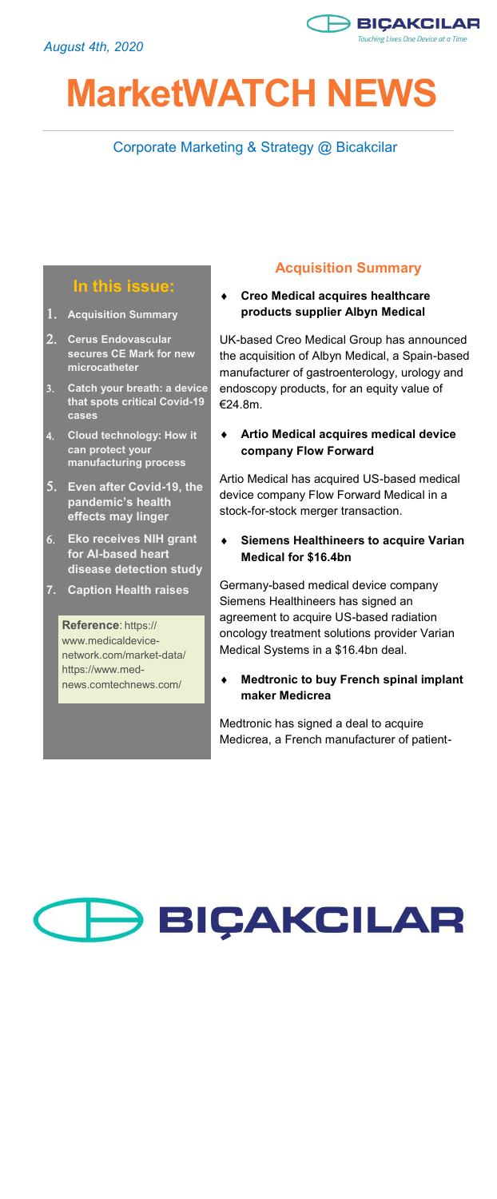*August 4th, 2020*

# MarketWATCH NEWS

Corporate Marketing & Strategy @ Bicakcilar

## In this issue:

1. **Acquisition Summary**
2. **Cerus Endovascular secures CE Mark for new microcatheter**
3. **Catch your breath: a device that spots critical Covid-19 cases**
4. **Cloud technology: How it can protect your manufacturing process**
5. **Even after Covid-19, the pandemic's health effects may linger**
6. **Eko receives NIH grant for AI-based heart disease detection study**
7. **Caption Health raises**

**Reference**: https://www.medicaldevice-network.com/market-data/ https://www.med-news.comtechnews.com/

## Acquisition Summary

- **Creo Medical acquires healthcare products supplier Albyn Medical**

UK-based Creo Medical Group has announced the acquisition of Albyn Medical, a Spain-based manufacturer of gastroenterology, urology and endoscopy products, for an equity value of €24.8m.

- **Artio Medical acquires medical device company Flow Forward**

Artio Medical has acquired US-based medical device company Flow Forward Medical in a stock-for-stock merger transaction.

- **Siemens Healthineers to acquire Varian Medical for $16.4bn**

Germany-based medical device company Siemens Healthineers has signed an agreement to acquire US-based radiation oncology treatment solutions provider Varian Medical Systems in a $16.4bn deal.

- **Medtronic to buy French spinal implant maker Medicrea**

Medtronic has signed a deal to acquire Medicrea, a French manufacturer of patient-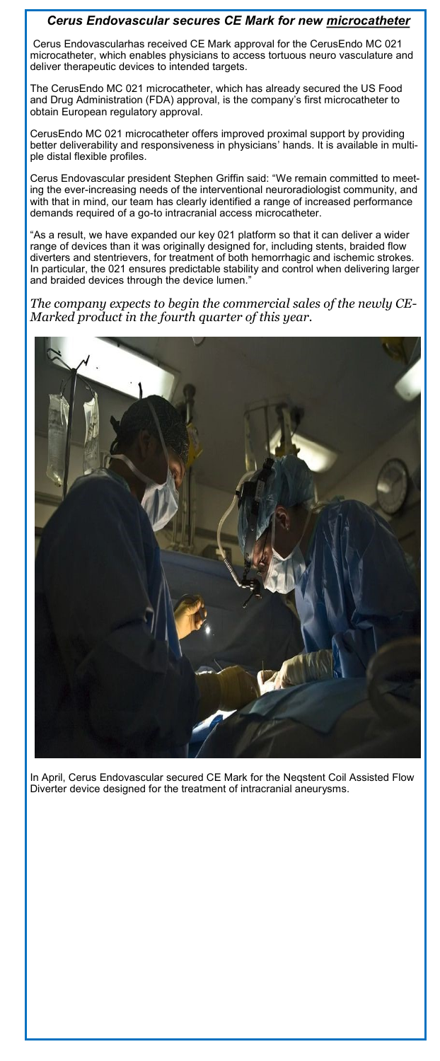### *Cerus Endovascular secures CE Mark for new microcatheter*

Cerus Endovascularhas received CE Mark approval for the CerusEndo MC 021 microcatheter, which enables physicians to access tortuous neuro vasculature and deliver therapeutic devices to intended targets.

The CerusEndo MC 021 microcatheter, which has already secured the US Food and Drug Administration (FDA) approval, is the company's first microcatheter to obtain European regulatory approval.

CerusEndo MC 021 microcatheter offers improved proximal support by providing better deliverability and responsiveness in physicians' hands. It is available in multiple distal flexible profiles.

Cerus Endovascular president Stephen Griffin said: "We remain committed to meeting the ever-increasing needs of the interventional neuroradiologist community, and with that in mind, our team has clearly identified a range of increased performance demands required of a go-to intracranial access microcatheter.

"As a result, we have expanded our key 021 platform so that it can deliver a wider range of devices than it was originally designed for, including stents, braided flow diverters and stentrievers, for treatment of both hemorrhagic and ischemic strokes. In particular, the 021 ensures predictable stability and control when delivering larger and braided devices through the device lumen."

*The company expects to begin the commercial sales of the newly CE-Marked product in the fourth quarter of this year.*

In April, Cerus Endovascular secured CE Mark for the Neqstent Coil Assisted Flow Diverter device designed for the treatment of intracranial aneurysms.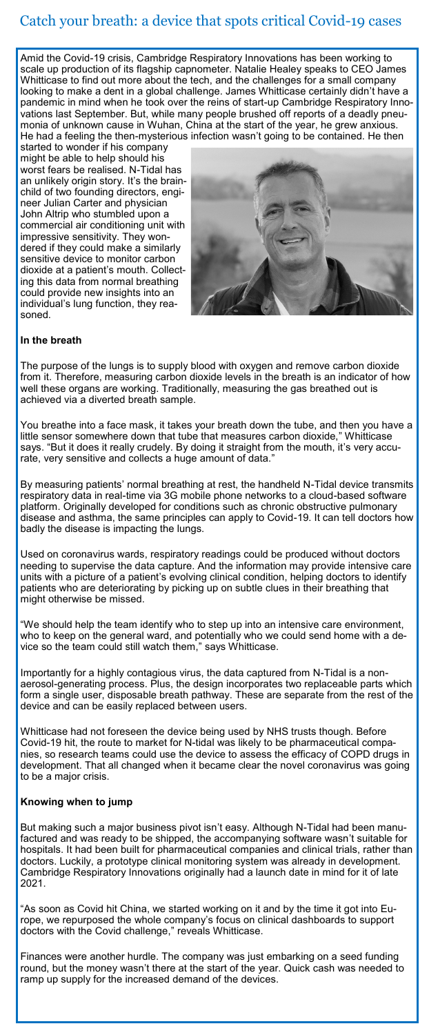# Catch your breath: a device that spots critical Covid-19 cases

Amid the Covid-19 crisis, Cambridge Respiratory Innovations has been working to scale up production of its flagship capnometer. Natalie Healey speaks to CEO James Whitticase to find out more about the tech, and the challenges for a small company looking to make a dent in a global challenge. James Whitticase certainly didn't have a pandemic in mind when he took over the reins of start-up Cambridge Respiratory Innovations last September. But, while many people brushed off reports of a deadly pneumonia of unknown cause in Wuhan, China at the start of the year, he grew anxious. He had a feeling the then-mysterious infection wasn't going to be contained. He then started to wonder if his company might be able to help should his worst fears be realised. N-Tidal has an unlikely origin story. It's the brainchild of two founding directors, engineer Julian Carter and physician John Altrip who stumbled upon a commercial air conditioning unit with impressive sensitivity. They wondered if they could make a similarly sensitive device to monitor carbon dioxide at a patient's mouth. Collecting this data from normal breathing could provide new insights into an individual's lung function, they reasoned.

**In the breath**

The purpose of the lungs is to supply blood with oxygen and remove carbon dioxide from it. Therefore, measuring carbon dioxide levels in the breath is an indicator of how well these organs are working. Traditionally, measuring the gas breathed out is achieved via a diverted breath sample.

You breathe into a face mask, it takes your breath down the tube, and then you have a little sensor somewhere down that tube that measures carbon dioxide," Whitticase says. "But it does it really crudely. By doing it straight from the mouth, it's very accurate, very sensitive and collects a huge amount of data."

By measuring patients' normal breathing at rest, the handheld N-Tidal device transmits respiratory data in real-time via 3G mobile phone networks to a cloud-based software platform. Originally developed for conditions such as chronic obstructive pulmonary disease and asthma, the same principles can apply to Covid-19. It can tell doctors how badly the disease is impacting the lungs.

Used on coronavirus wards, respiratory readings could be produced without doctors needing to supervise the data capture. And the information may provide intensive care units with a picture of a patient's evolving clinical condition, helping doctors to identify patients who are deteriorating by picking up on subtle clues in their breathing that might otherwise be missed.

"We should help the team identify who to step up into an intensive care environment, who to keep on the general ward, and potentially who we could send home with a device so the team could still watch them," says Whitticase.

Importantly for a highly contagious virus, the data captured from N-Tidal is a non-aerosol-generating process. Plus, the design incorporates two replaceable parts which form a single user, disposable breath pathway. These are separate from the rest of the device and can be easily replaced between users.

Whitticase had not foreseen the device being used by NHS trusts though. Before Covid-19 hit, the route to market for N-tidal was likely to be pharmaceutical companies, so research teams could use the device to assess the efficacy of COPD drugs in development. That all changed when it became clear the novel coronavirus was going to be a major crisis.

**Knowing when to jump**

But making such a major business pivot isn't easy. Although N-Tidal had been manufactured and was ready to be shipped, the accompanying software wasn't suitable for hospitals. It had been built for pharmaceutical companies and clinical trials, rather than doctors. Luckily, a prototype clinical monitoring system was already in development. Cambridge Respiratory Innovations originally had a launch date in mind for it of late 2021.

"As soon as Covid hit China, we started working on it and by the time it got into Europe, we repurposed the whole company's focus on clinical dashboards to support doctors with the Covid challenge," reveals Whitticase.

Finances were another hurdle. The company was just embarking on a seed funding round, but the money wasn't there at the start of the year. Quick cash was needed to ramp up supply for the increased demand of the devices.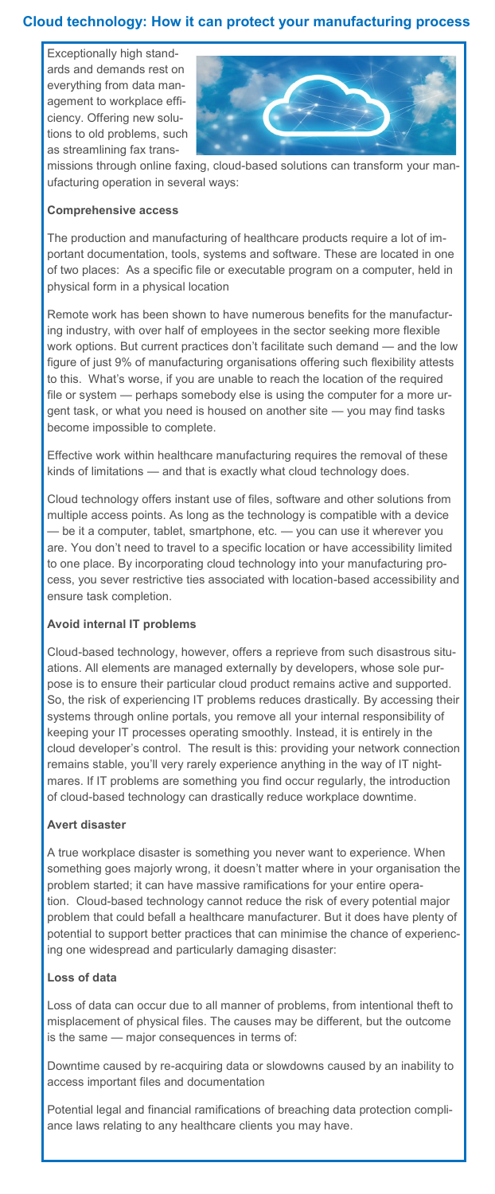## Cloud technology: How it can protect your manufacturing process

Exceptionally high standards and demands rest on everything from data management to workplace efficiency. Offering new solutions to old problems, such as streamlining fax transmissions through online faxing, cloud-based solutions can transform your manufacturing operation in several ways:

**Comprehensive access**

The production and manufacturing of healthcare products require a lot of important documentation, tools, systems and software. These are located in one of two places: As a specific file or executable program on a computer, held in physical form in a physical location

Remote work has been shown to have numerous benefits for the manufacturing industry, with over half of employees in the sector seeking more flexible work options. But current practices don't facilitate such demand — and the low figure of just 9% of manufacturing organisations offering such flexibility attests to this. What's worse, if you are unable to reach the location of the required file or system — perhaps somebody else is using the computer for a more urgent task, or what you need is housed on another site — you may find tasks become impossible to complete.

Effective work within healthcare manufacturing requires the removal of these kinds of limitations — and that is exactly what cloud technology does.

Cloud technology offers instant use of files, software and other solutions from multiple access points. As long as the technology is compatible with a device — be it a computer, tablet, smartphone, etc. — you can use it wherever you are. You don't need to travel to a specific location or have accessibility limited to one place. By incorporating cloud technology into your manufacturing process, you sever restrictive ties associated with location-based accessibility and ensure task completion.

**Avoid internal IT problems**

Cloud-based technology, however, offers a reprieve from such disastrous situations. All elements are managed externally by developers, whose sole purpose is to ensure their particular cloud product remains active and supported. So, the risk of experiencing IT problems reduces drastically. By accessing their systems through online portals, you remove all your internal responsibility of keeping your IT processes operating smoothly. Instead, it is entirely in the cloud developer's control. The result is this: providing your network connection remains stable, you'll very rarely experience anything in the way of IT nightmares. If IT problems are something you find occur regularly, the introduction of cloud-based technology can drastically reduce workplace downtime.

**Avert disaster**

A true workplace disaster is something you never want to experience. When something goes majorly wrong, it doesn't matter where in your organisation the problem started; it can have massive ramifications for your entire operation. Cloud-based technology cannot reduce the risk of every potential major problem that could befall a healthcare manufacturer. But it does have plenty of potential to support better practices that can minimise the chance of experiencing one widespread and particularly damaging disaster:

**Loss of data**

Loss of data can occur due to all manner of problems, from intentional theft to misplacement of physical files. The causes may be different, but the outcome is the same — major consequences in terms of:

Downtime caused by re-acquiring data or slowdowns caused by an inability to access important files and documentation

Potential legal and financial ramifications of breaching data protection compliance laws relating to any healthcare clients you may have.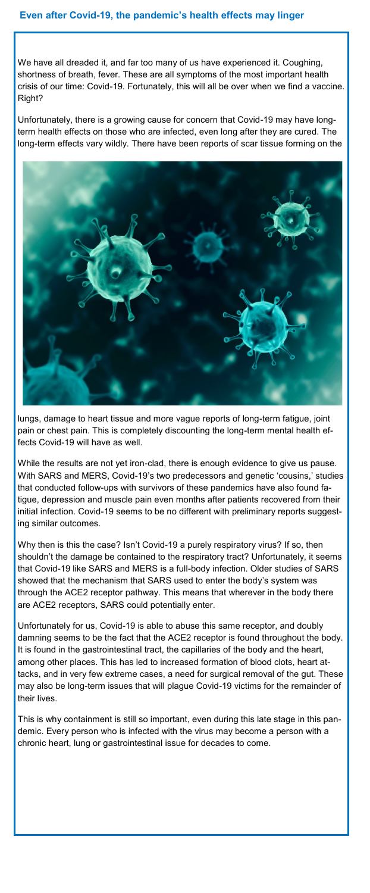## Even after Covid-19, the pandemic's health effects may linger

We have all dreaded it, and far too many of us have experienced it. Coughing, shortness of breath, fever. These are all symptoms of the most important health crisis of our time: Covid-19. Fortunately, this will all be over when we find a vaccine. Right?

Unfortunately, there is a growing cause for concern that Covid-19 may have long-term health effects on those who are infected, even long after they are cured. The long-term effects vary wildly. There have been reports of scar tissue forming on the lungs, damage to heart tissue and more vague reports of long-term fatigue, joint pain or chest pain. This is completely discounting the long-term mental health effects Covid-19 will have as well.

While the results are not yet iron-clad, there is enough evidence to give us pause. With SARS and MERS, Covid-19's two predecessors and genetic 'cousins,' studies that conducted follow-ups with survivors of these pandemics have also found fatigue, depression and muscle pain even months after patients recovered from their initial infection. Covid-19 seems to be no different with preliminary reports suggesting similar outcomes.

Why then is this the case? Isn't Covid-19 a purely respiratory virus? If so, then shouldn't the damage be contained to the respiratory tract? Unfortunately, it seems that Covid-19 like SARS and MERS is a full-body infection. Older studies of SARS showed that the mechanism that SARS used to enter the body's system was through the ACE2 receptor pathway. This means that wherever in the body there are ACE2 receptors, SARS could potentially enter.

Unfortunately for us, Covid-19 is able to abuse this same receptor, and doubly damning seems to be the fact that the ACE2 receptor is found throughout the body. It is found in the gastrointestinal tract, the capillaries of the body and the heart, among other places. This has led to increased formation of blood clots, heart attacks, and in very few extreme cases, a need for surgical removal of the gut. These may also be long-term issues that will plague Covid-19 victims for the remainder of their lives.

This is why containment is still so important, even during this late stage in this pandemic. Every person who is infected with the virus may become a person with a chronic heart, lung or gastrointestinal issue for decades to come.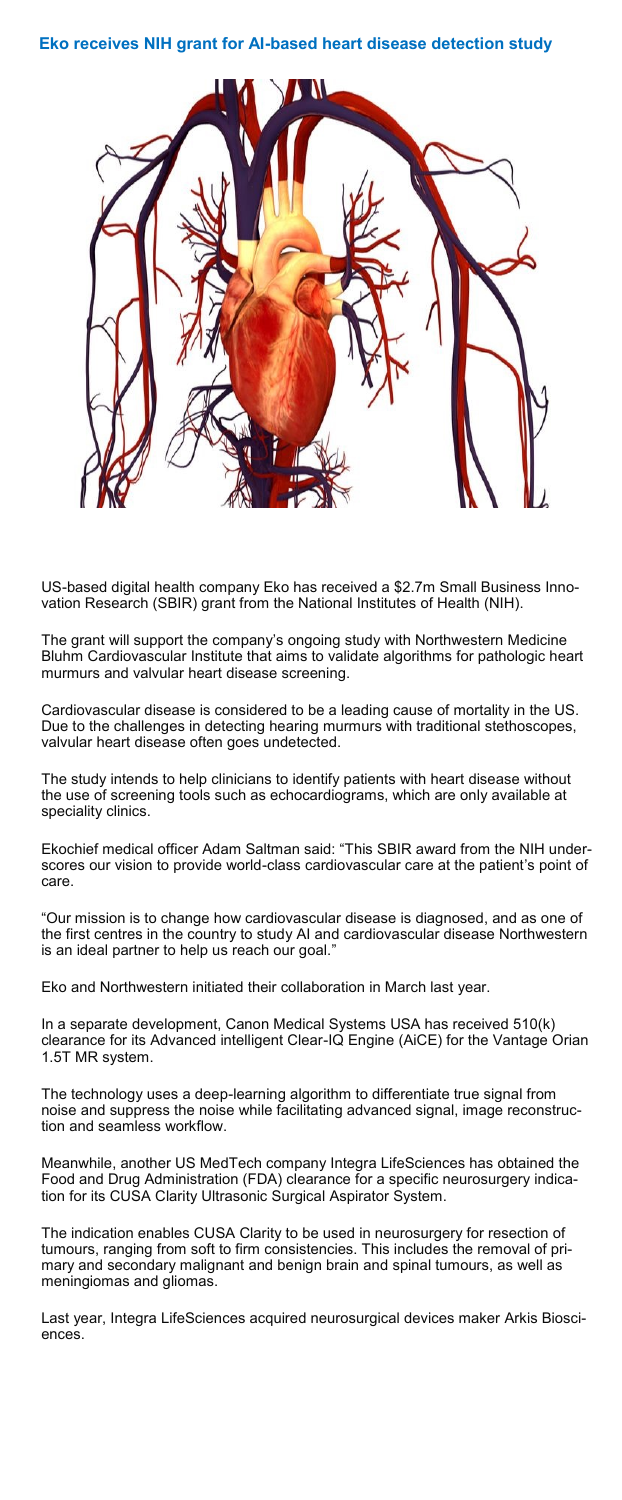## Eko receives NIH grant for AI-based heart disease detection study

US-based digital health company Eko has received a $2.7m Small Business Innovation Research (SBIR) grant from the National Institutes of Health (NIH).

The grant will support the company's ongoing study with Northwestern Medicine Bluhm Cardiovascular Institute that aims to validate algorithms for pathologic heart murmurs and valvular heart disease screening.

Cardiovascular disease is considered to be a leading cause of mortality in the US. Due to the challenges in detecting hearing murmurs with traditional stethoscopes, valvular heart disease often goes undetected.

The study intends to help clinicians to identify patients with heart disease without the use of screening tools such as echocardiograms, which are only available at speciality clinics.

Ekochief medical officer Adam Saltman said: "This SBIR award from the NIH underscores our vision to provide world-class cardiovascular care at the patient's point of care.

"Our mission is to change how cardiovascular disease is diagnosed, and as one of the first centres in the country to study AI and cardiovascular disease Northwestern is an ideal partner to help us reach our goal."

Eko and Northwestern initiated their collaboration in March last year.

In a separate development, Canon Medical Systems USA has received 510(k) clearance for its Advanced intelligent Clear-IQ Engine (AiCE) for the Vantage Orian 1.5T MR system.

The technology uses a deep-learning algorithm to differentiate true signal from noise and suppress the noise while facilitating advanced signal, image reconstruction and seamless workflow.

Meanwhile, another US MedTech company Integra LifeSciences has obtained the Food and Drug Administration (FDA) clearance for a specific neurosurgery indication for its CUSA Clarity Ultrasonic Surgical Aspirator System.

The indication enables CUSA Clarity to be used in neurosurgery for resection of tumours, ranging from soft to firm consistencies. This includes the removal of primary and secondary malignant and benign brain and spinal tumours, as well as meningiomas and gliomas.

Last year, Integra LifeSciences acquired neurosurgical devices maker Arkis Biosciences.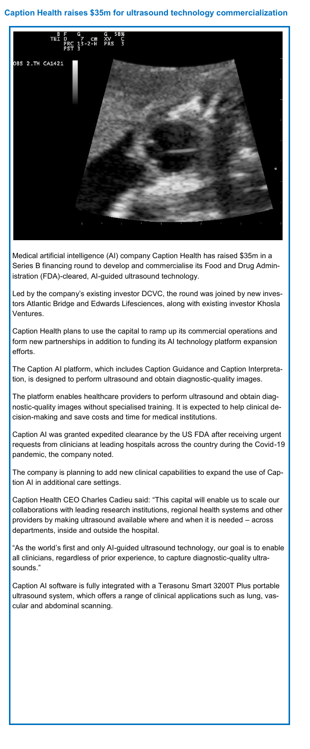## Caption Health raises $35m for ultrasound technology commercialization

Medical artificial intelligence (AI) company Caption Health has raised $35m in a Series B financing round to develop and commercialise its Food and Drug Administration (FDA)-cleared, AI-guided ultrasound technology.

Led by the company's existing investor DCVC, the round was joined by new investors Atlantic Bridge and Edwards Lifesciences, along with existing investor Khosla Ventures.

Caption Health plans to use the capital to ramp up its commercial operations and form new partnerships in addition to funding its AI technology platform expansion efforts.

The Caption AI platform, which includes Caption Guidance and Caption Interpretation, is designed to perform ultrasound and obtain diagnostic-quality images.

The platform enables healthcare providers to perform ultrasound and obtain diagnostic-quality images without specialised training. It is expected to help clinical decision-making and save costs and time for medical institutions.

Caption AI was granted expedited clearance by the US FDA after receiving urgent requests from clinicians at leading hospitals across the country during the Covid-19 pandemic, the company noted.

The company is planning to add new clinical capabilities to expand the use of Caption AI in additional care settings.

Caption Health CEO Charles Cadieu said: "This capital will enable us to scale our collaborations with leading research institutions, regional health systems and other providers by making ultrasound available where and when it is needed – across departments, inside and outside the hospital.

"As the world's first and only AI-guided ultrasound technology, our goal is to enable all clinicians, regardless of prior experience, to capture diagnostic-quality ultrasounds."

Caption AI software is fully integrated with a Terasonu Smart 3200T Plus portable ultrasound system, which offers a range of clinical applications such as lung, vascular and abdominal scanning.